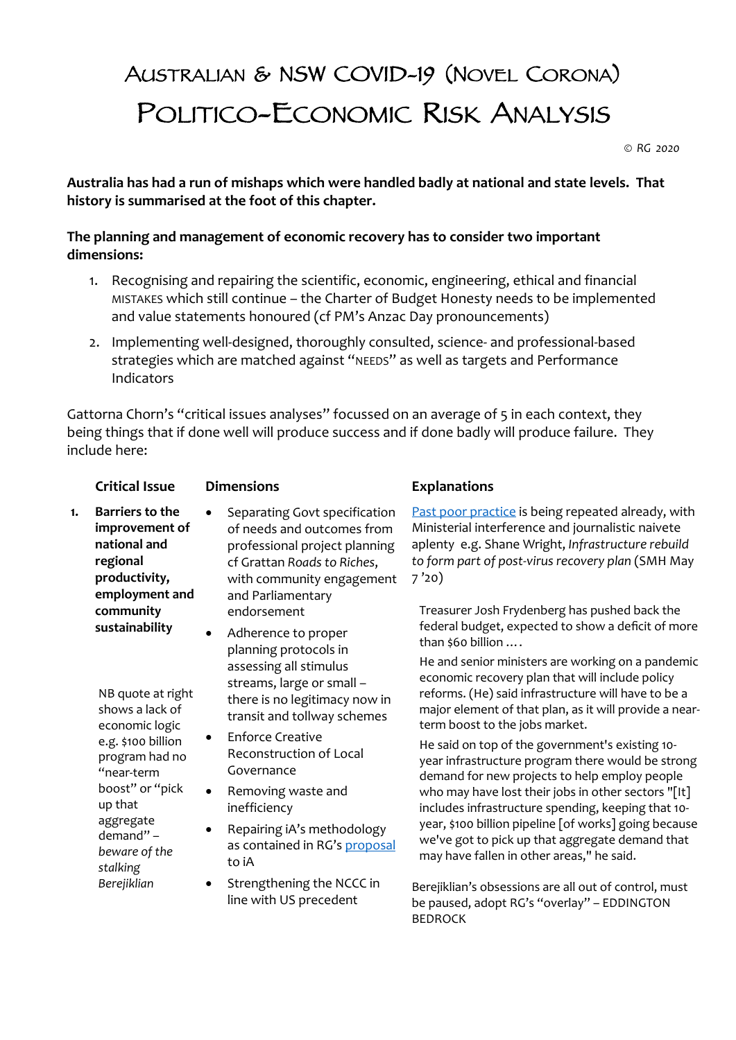# Australian & NSW COVID-19 (Novel Corona)

# Politico-Economic Risk Analysis

© RG 2020

**Australia has had a run of mishaps which were handled badly at national and state levels. That history is summarised at the foot of this chapter.**

**The planning and management of economic recovery has to consider two important dimensions:**

1. Recognising and repairing the scientific, economic, engineering, ethical and financial MISTAKES which still continue – the Charter of Budget Honesty needs to be implemented and value statements honoured (cf PM's Anzac Day pronouncements)
2. Implementing well-designed, thoroughly consulted, science- and professional-based strategies which are matched against "NEEDS" as well as targets and Performance Indicators

Gattorna Chorn's "critical issues analyses" focussed on an average of 5 in each context, they being things that if done well will produce success and if done badly will produce failure. They include here:

| | Critical Issue | Dimensions | Explanations |
|---|---|---|---|
| **1.** | **Barriers to the improvement of national and regional productivity, employment and community sustainability**<br><br>NB quote at right shows a lack of economic logic e.g. $100 billion program had no "near-term boost" or "pick up that aggregate demand" – *beware of the stalking Berejiklian* | • Separating Govt specification of needs and outcomes from professional project planning cf Grattan *Roads to Riches*, with community engagement and Parliamentary endorsement<br>• Adherence to proper planning protocols in assessing all stimulus streams, large or small – there is no legitimacy now in transit and tollway schemes<br>• Enforce Creative Reconstruction of Local Governance<br>• Removing waste and inefficiency<br>• Repairing iA's methodology as contained in RG's proposal to iA<br>• Strengthening the NCCC in line with US precedent | Past poor practice is being repeated already, with Ministerial interference and journalistic naivete aplenty e.g. Shane Wright, *Infrastructure rebuild to form part of post-virus recovery plan* (SMH May 7 '20)<br><br>Treasurer Josh Frydenberg has pushed back the federal budget, expected to show a deficit of more than $60 billion ....<br>He and senior ministers are working on a pandemic economic recovery plan that will include policy reforms. (He) said infrastructure will have to be a major element of that plan, as it will provide a near-term boost to the jobs market.<br>He said on top of the government's existing 10-year infrastructure program there would be strong demand for new projects to help employ people who may have lost their jobs in other sectors "[It] includes infrastructure spending, keeping that 10-year, $100 billion pipeline [of works] going because we've got to pick up that aggregate demand that may have fallen in other areas," he said.<br><br>Berejiklian's obsessions are all out of control, must be paused, adopt RG's "overlay" – EDDINGTON BEDROCK |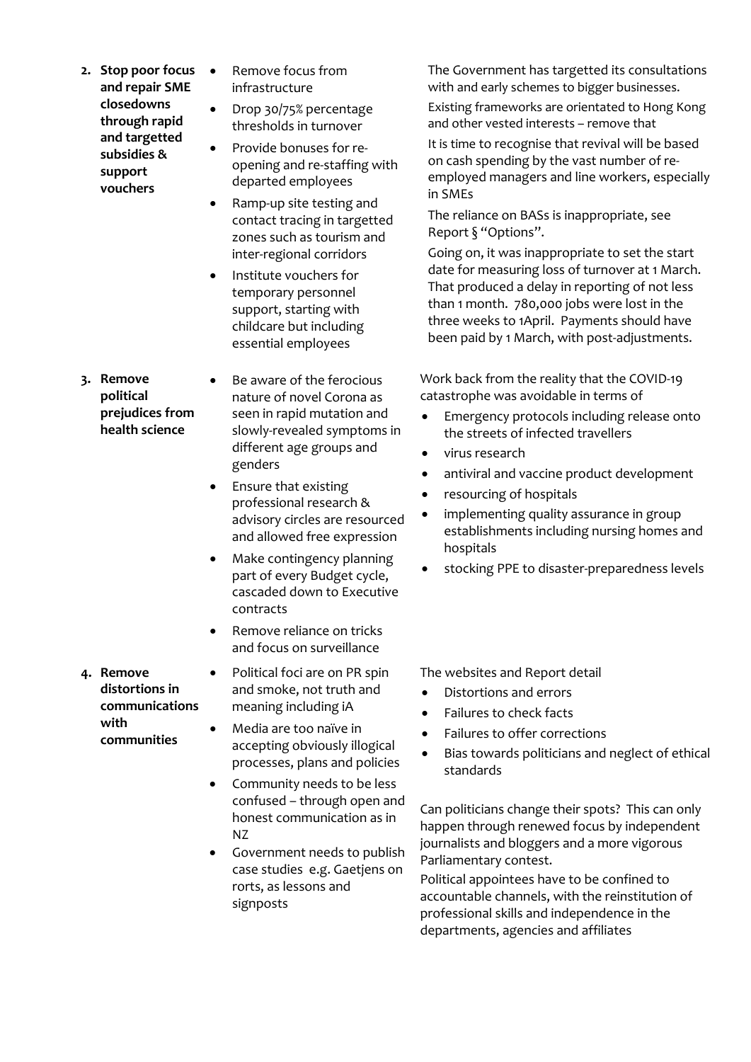**2. Stop poor focus and repair SME closedowns through rapid and targetted subsidies & support vouchers**

- Remove focus from infrastructure
- Drop 30/75% percentage thresholds in turnover
- Provide bonuses for re-opening and re-staffing with departed employees
- Ramp-up site testing and contact tracing in targetted zones such as tourism and inter-regional corridors
- Institute vouchers for temporary personnel support, starting with childcare but including essential employees

The Government has targetted its consultations with and early schemes to bigger businesses.

Existing frameworks are orientated to Hong Kong and other vested interests – remove that

It is time to recognise that revival will be based on cash spending by the vast number of re-employed managers and line workers, especially in SMEs

The reliance on BASs is inappropriate, see Report § "Options".

Going on, it was inappropriate to set the start date for measuring loss of turnover at 1 March. That produced a delay in reporting of not less than 1 month. 780,000 jobs were lost in the three weeks to 1April. Payments should have been paid by 1 March, with post-adjustments.

**3. Remove political prejudices from health science**

- Be aware of the ferocious nature of novel Corona as seen in rapid mutation and slowly-revealed symptoms in different age groups and genders
- Ensure that existing professional research & advisory circles are resourced and allowed free expression
- Make contingency planning part of every Budget cycle, cascaded down to Executive contracts
- Remove reliance on tricks and focus on surveillance

Work back from the reality that the COVID-19 catastrophe was avoidable in terms of

- Emergency protocols including release onto the streets of infected travellers
- virus research
- antiviral and vaccine product development
- resourcing of hospitals
- implementing quality assurance in group establishments including nursing homes and hospitals
- stocking PPE to disaster-preparedness levels

**4. Remove distortions in communications with communities**

- Political foci are on PR spin and smoke, not truth and meaning including iA
- Media are too naïve in accepting obviously illogical processes, plans and policies
- Community needs to be less confused – through open and honest communication as in NZ
- Government needs to publish case studies e.g. Gaetjens on rorts, as lessons and signposts

The websites and Report detail

- Distortions and errors
- Failures to check facts
- Failures to offer corrections
- Bias towards politicians and neglect of ethical standards

Can politicians change their spots? This can only happen through renewed focus by independent journalists and bloggers and a more vigorous Parliamentary contest.

Political appointees have to be confined to accountable channels, with the reinstitution of professional skills and independence in the departments, agencies and affiliates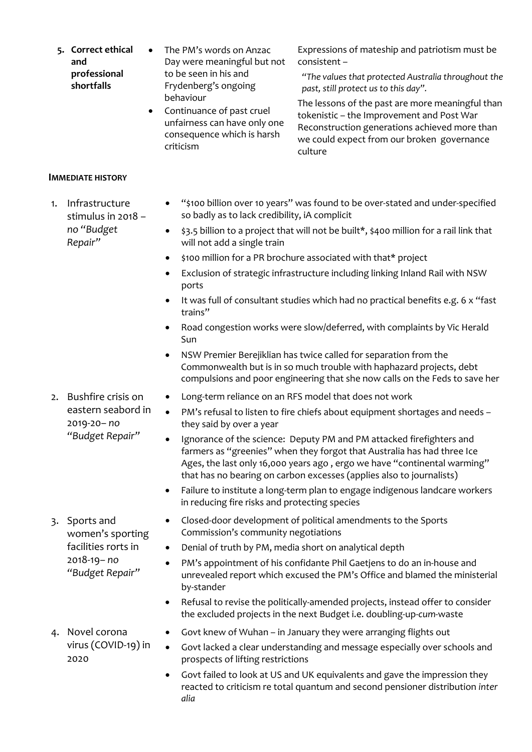| | | |
|---|---|---|
| 5. **Correct ethical and professional shortfalls** | • The PM's words on Anzac Day were meaningful but not to be seen in his and Frydenberg's ongoing behaviour<br>• Continuance of past cruel unfairness can have only one consequence which is harsh criticism | Expressions of mateship and patriotism must be consistent –<br>*"The values that protected Australia throughout the past, still protect us to this day".*<br>The lessons of the past are more meaningful than tokenistic – the Improvement and Post War Reconstruction generations achieved more than we could expect from our broken governance culture |

**IMMEDIATE HISTORY**

| | |
|---|---|
| 1. Infrastructure stimulus in 2018 – *no "Budget Repair"* | • "$100 billion over 10 years" was found to be over-stated and under-specified so badly as to lack credibility, iA complicit<br>• $3.5 billion to a project that will not be built*, $400 million for a rail link that will not add a single train<br>• $100 million for a PR brochure associated with that* project<br>• Exclusion of strategic infrastructure including linking Inland Rail with NSW ports<br>• It was full of consultant studies which had no practical benefits e.g. 6 x "fast trains"<br>• Road congestion works were slow/deferred, with complaints by Vic Herald Sun<br>• NSW Premier Berejiklian has twice called for separation from the Commonwealth but is in so much trouble with haphazard projects, debt compulsions and poor engineering that she now calls on the Feds to save her |
| 2. Bushfire crisis on eastern seabord in 2019-20– *no "Budget Repair"* | • Long-term reliance on an RFS model that does not work<br>• PM's refusal to listen to fire chiefs about equipment shortages and needs – they said by over a year<br>• Ignorance of the science: Deputy PM and PM attacked firefighters and farmers as "greenies" when they forgot that Australia has had three Ice Ages, the last only 16,000 years ago , ergo we have "continental warming" that has no bearing on carbon excesses (applies also to journalists)<br>• Failure to institute a long-term plan to engage indigenous landcare workers in reducing fire risks and protecting species |
| 3. Sports and women's sporting facilities rorts in 2018-19– *no "Budget Repair"* | • Closed-door development of political amendments to the Sports Commission's community negotiations<br>• Denial of truth by PM, media short on analytical depth<br>• PM's appointment of his confidante Phil Gaetjens to do an in-house and unrevealed report which excused the PM's Office and blamed the ministerial by-stander<br>• Refusal to revise the politically-amended projects, instead offer to consider the excluded projects in the next Budget i.e. doubling-up-*cum*-waste |
| 4. Novel corona virus (COVID-19) in 2020 | • Govt knew of Wuhan – in January they were arranging flights out<br>• Govt lacked a clear understanding and message especially over schools and prospects of lifting restrictions<br>• Govt failed to look at US and UK equivalents and gave the impression they reacted to criticism re total quantum and second pensioner distribution *inter alia* |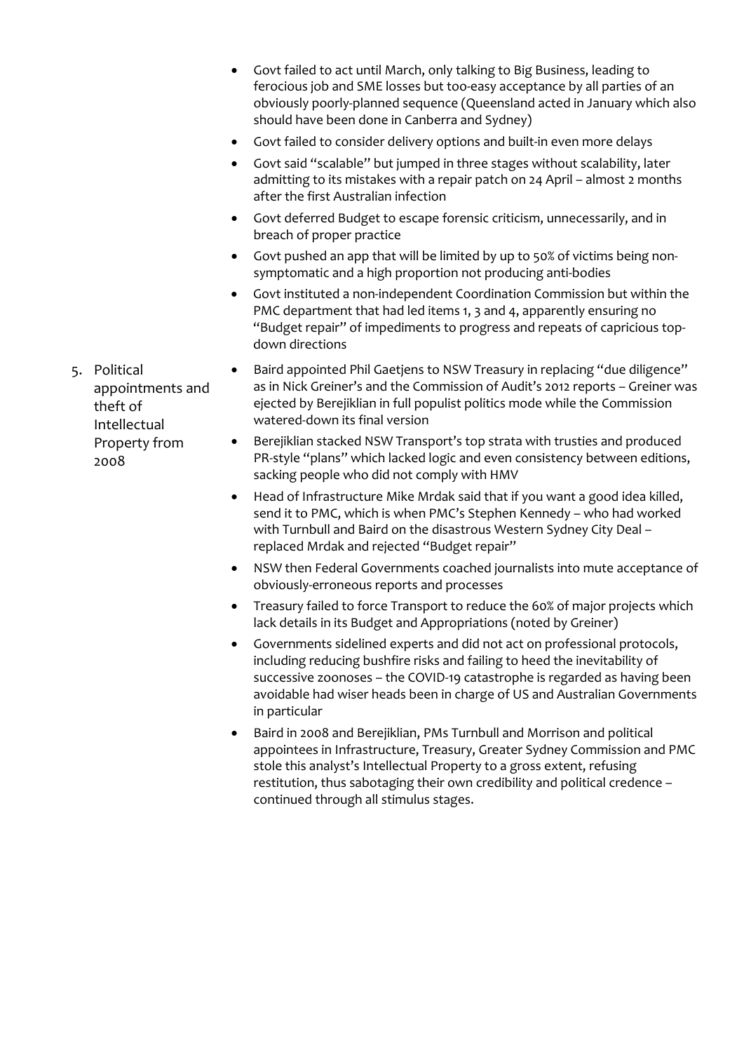- Govt failed to act until March, only talking to Big Business, leading to ferocious job and SME losses but too-easy acceptance by all parties of an obviously poorly-planned sequence (Queensland acted in January which also should have been done in Canberra and Sydney)
- Govt failed to consider delivery options and built-in even more delays
- Govt said "scalable" but jumped in three stages without scalability, later admitting to its mistakes with a repair patch on 24 April – almost 2 months after the first Australian infection
- Govt deferred Budget to escape forensic criticism, unnecessarily, and in breach of proper practice
- Govt pushed an app that will be limited by up to 50% of victims being non-symptomatic and a high proportion not producing anti-bodies
- Govt instituted a non-independent Coordination Commission but within the PMC department that had led items 1, 3 and 4, apparently ensuring no "Budget repair" of impediments to progress and repeats of capricious top-down directions

5. Political appointments and theft of Intellectual Property from 2008

- Baird appointed Phil Gaetjens to NSW Treasury in replacing "due diligence" as in Nick Greiner's and the Commission of Audit's 2012 reports – Greiner was ejected by Berejiklian in full populist politics mode while the Commission watered-down its final version
- Berejiklian stacked NSW Transport's top strata with trusties and produced PR-style "plans" which lacked logic and even consistency between editions, sacking people who did not comply with HMV
- Head of Infrastructure Mike Mrdak said that if you want a good idea killed, send it to PMC, which is when PMC's Stephen Kennedy – who had worked with Turnbull and Baird on the disastrous Western Sydney City Deal – replaced Mrdak and rejected "Budget repair"
- NSW then Federal Governments coached journalists into mute acceptance of obviously-erroneous reports and processes
- Treasury failed to force Transport to reduce the 60% of major projects which lack details in its Budget and Appropriations (noted by Greiner)
- Governments sidelined experts and did not act on professional protocols, including reducing bushfire risks and failing to heed the inevitability of successive zoonoses – the COVID-19 catastrophe is regarded as having been avoidable had wiser heads been in charge of US and Australian Governments in particular
- Baird in 2008 and Berejiklian, PMs Turnbull and Morrison and political appointees in Infrastructure, Treasury, Greater Sydney Commission and PMC stole this analyst's Intellectual Property to a gross extent, refusing restitution, thus sabotaging their own credibility and political credence – continued through all stimulus stages.